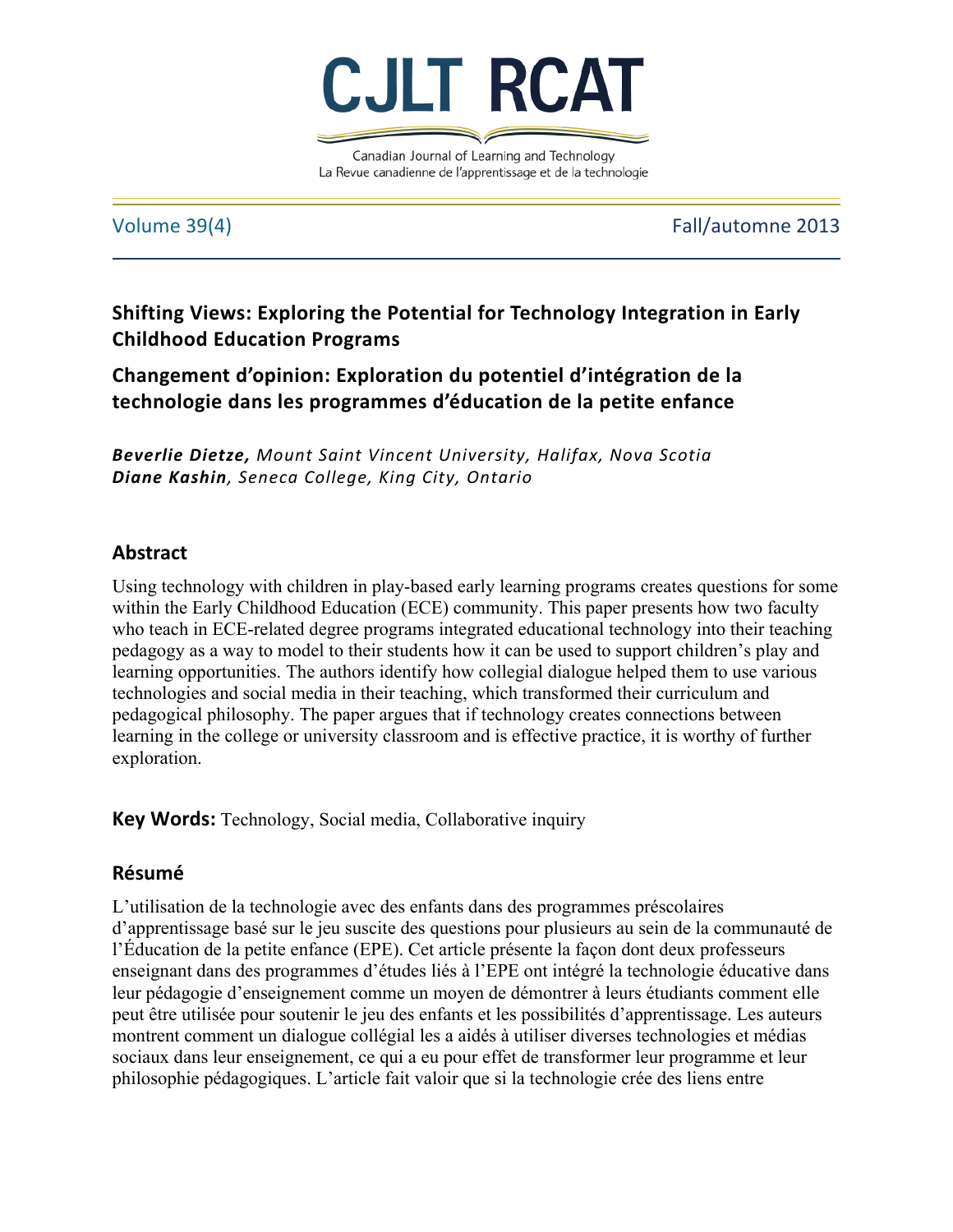# CJLT RCAT

Canadian Journal of Learning and Technology
La Revue canadienne de l'apprentissage et de la technologie

Volume 39(4) Fall/automne 2013

## Shifting Views: Exploring the Potential for Technology Integration in Early Childhood Education Programs

## Changement d'opinion: Exploration du potentiel d'intégration de la technologie dans les programmes d'éducation de la petite enfance

***Beverlie Dietze,*** *Mount Saint Vincent University, Halifax, Nova Scotia*
***Diane Kashin****, Seneca College, King City, Ontario*

### Abstract

Using technology with children in play-based early learning programs creates questions for some within the Early Childhood Education (ECE) community. This paper presents how two faculty who teach in ECE-related degree programs integrated educational technology into their teaching pedagogy as a way to model to their students how it can be used to support children's play and learning opportunities. The authors identify how collegial dialogue helped them to use various technologies and social media in their teaching, which transformed their curriculum and pedagogical philosophy. The paper argues that if technology creates connections between learning in the college or university classroom and is effective practice, it is worthy of further exploration.

**Key Words:** Technology, Social media, Collaborative inquiry

### Résumé

L'utilisation de la technologie avec des enfants dans des programmes préscolaires d'apprentissage basé sur le jeu suscite des questions pour plusieurs au sein de la communauté de l'Éducation de la petite enfance (EPE). Cet article présente la façon dont deux professeurs enseignant dans des programmes d'études liés à l'EPE ont intégré la technologie éducative dans leur pédagogie d'enseignement comme un moyen de démontrer à leurs étudiants comment elle peut être utilisée pour soutenir le jeu des enfants et les possibilités d'apprentissage. Les auteurs montrent comment un dialogue collégial les a aidés à utiliser diverses technologies et médias sociaux dans leur enseignement, ce qui a eu pour effet de transformer leur programme et leur philosophie pédagogiques. L'article fait valoir que si la technologie crée des liens entre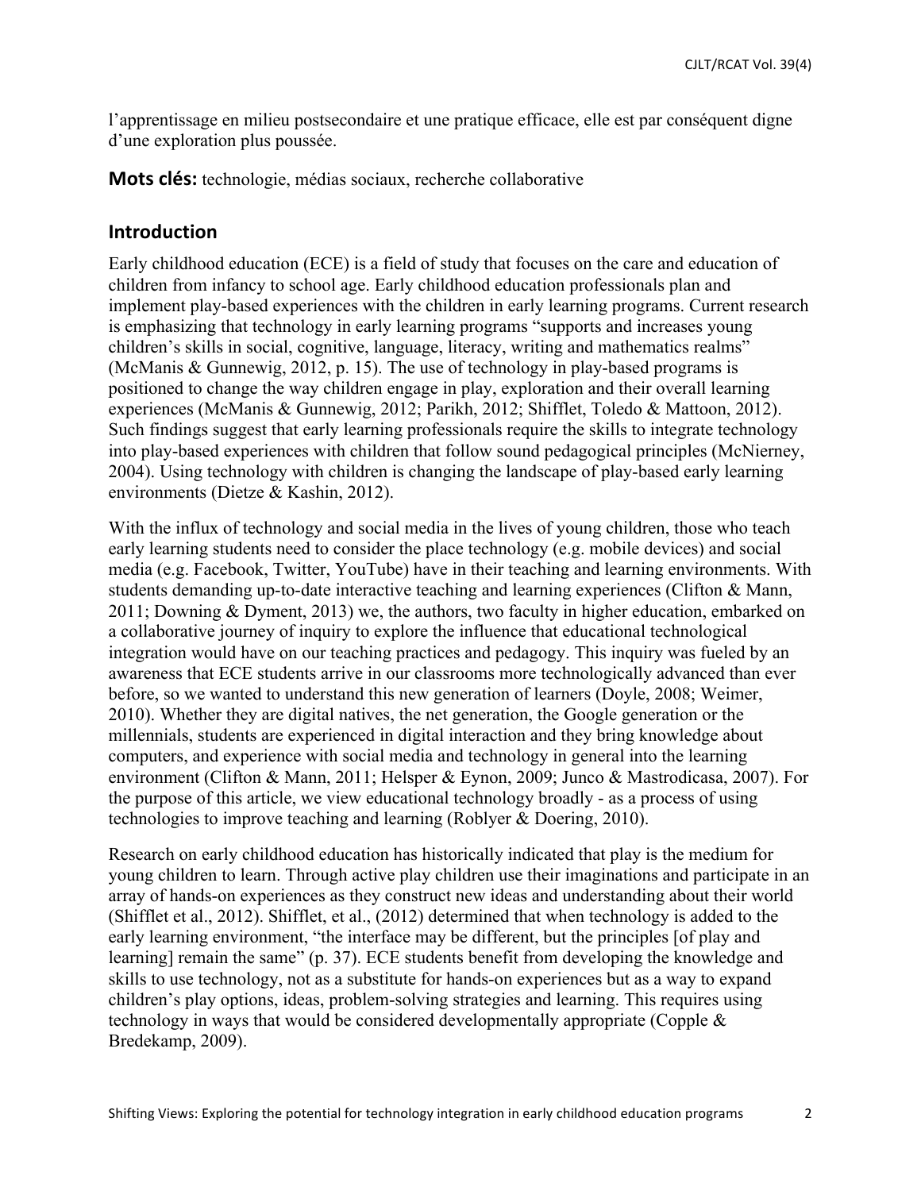l'apprentissage en milieu postsecondaire et une pratique efficace, elle est par conséquent digne d'une exploration plus poussée.

**Mots clés:** technologie, médias sociaux, recherche collaborative

## Introduction

Early childhood education (ECE) is a field of study that focuses on the care and education of children from infancy to school age. Early childhood education professionals plan and implement play-based experiences with the children in early learning programs. Current research is emphasizing that technology in early learning programs "supports and increases young children's skills in social, cognitive, language, literacy, writing and mathematics realms" (McManis & Gunnewig, 2012, p. 15). The use of technology in play-based programs is positioned to change the way children engage in play, exploration and their overall learning experiences (McManis & Gunnewig, 2012; Parikh, 2012; Shifflet, Toledo & Mattoon, 2012). Such findings suggest that early learning professionals require the skills to integrate technology into play-based experiences with children that follow sound pedagogical principles (McNierney, 2004). Using technology with children is changing the landscape of play-based early learning environments (Dietze & Kashin, 2012).

With the influx of technology and social media in the lives of young children, those who teach early learning students need to consider the place technology (e.g. mobile devices) and social media (e.g. Facebook, Twitter, YouTube) have in their teaching and learning environments. With students demanding up-to-date interactive teaching and learning experiences (Clifton & Mann, 2011; Downing & Dyment, 2013) we, the authors, two faculty in higher education, embarked on a collaborative journey of inquiry to explore the influence that educational technological integration would have on our teaching practices and pedagogy. This inquiry was fueled by an awareness that ECE students arrive in our classrooms more technologically advanced than ever before, so we wanted to understand this new generation of learners (Doyle, 2008; Weimer, 2010). Whether they are digital natives, the net generation, the Google generation or the millennials, students are experienced in digital interaction and they bring knowledge about computers, and experience with social media and technology in general into the learning environment (Clifton & Mann, 2011; Helsper & Eynon, 2009; Junco & Mastrodicasa, 2007). For the purpose of this article, we view educational technology broadly - as a process of using technologies to improve teaching and learning (Roblyer & Doering, 2010).

Research on early childhood education has historically indicated that play is the medium for young children to learn. Through active play children use their imaginations and participate in an array of hands-on experiences as they construct new ideas and understanding about their world (Shifflet et al., 2012). Shifflet, et al., (2012) determined that when technology is added to the early learning environment, "the interface may be different, but the principles [of play and learning] remain the same" (p. 37). ECE students benefit from developing the knowledge and skills to use technology, not as a substitute for hands-on experiences but as a way to expand children's play options, ideas, problem-solving strategies and learning. This requires using technology in ways that would be considered developmentally appropriate (Copple & Bredekamp, 2009).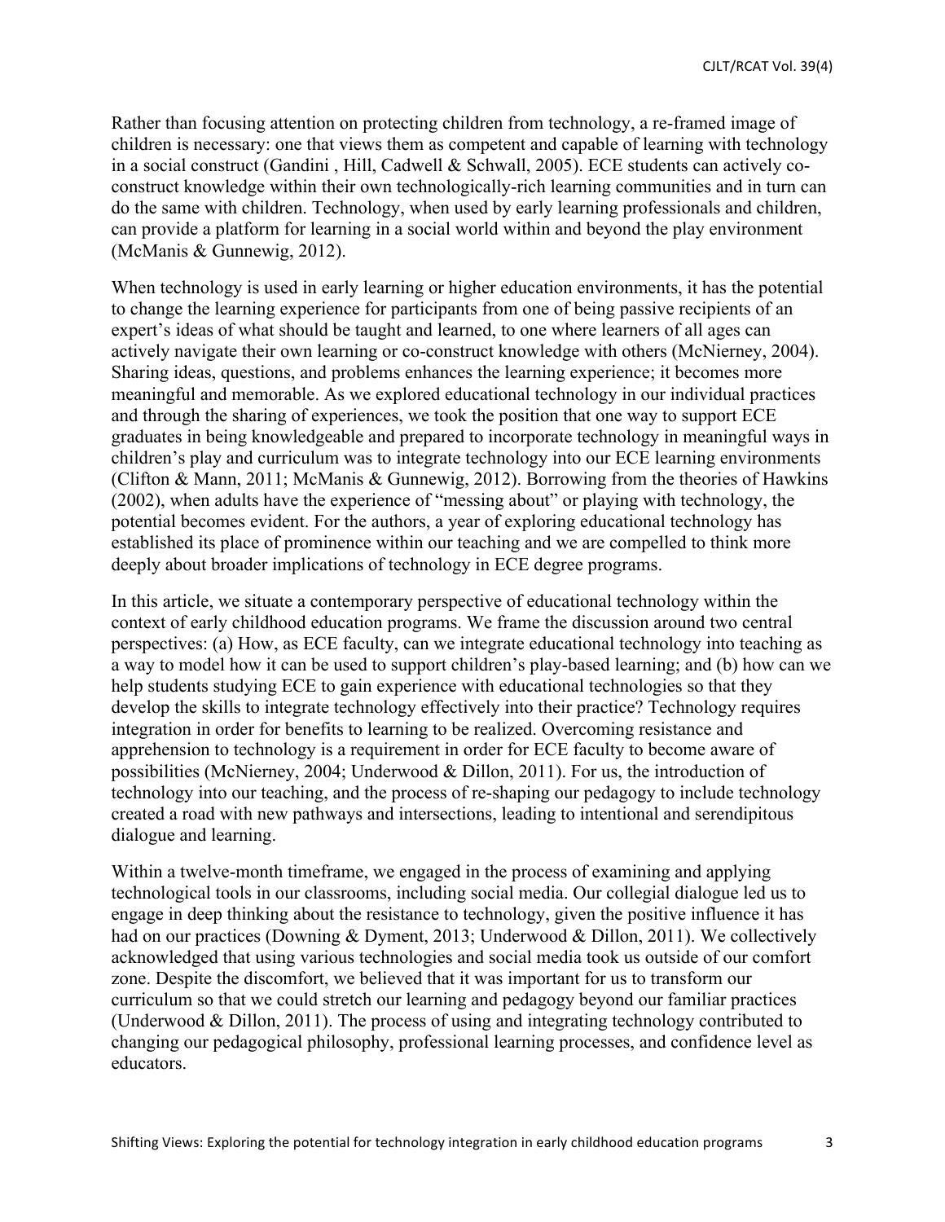Rather than focusing attention on protecting children from technology, a re-framed image of children is necessary: one that views them as competent and capable of learning with technology in a social construct (Gandini , Hill, Cadwell & Schwall, 2005). ECE students can actively co-construct knowledge within their own technologically-rich learning communities and in turn can do the same with children. Technology, when used by early learning professionals and children, can provide a platform for learning in a social world within and beyond the play environment (McManis & Gunnewig, 2012).

When technology is used in early learning or higher education environments, it has the potential to change the learning experience for participants from one of being passive recipients of an expert's ideas of what should be taught and learned, to one where learners of all ages can actively navigate their own learning or co-construct knowledge with others (McNierney, 2004). Sharing ideas, questions, and problems enhances the learning experience; it becomes more meaningful and memorable. As we explored educational technology in our individual practices and through the sharing of experiences, we took the position that one way to support ECE graduates in being knowledgeable and prepared to incorporate technology in meaningful ways in children's play and curriculum was to integrate technology into our ECE learning environments (Clifton & Mann, 2011; McManis & Gunnewig, 2012). Borrowing from the theories of Hawkins (2002), when adults have the experience of "messing about" or playing with technology, the potential becomes evident. For the authors, a year of exploring educational technology has established its place of prominence within our teaching and we are compelled to think more deeply about broader implications of technology in ECE degree programs.

In this article, we situate a contemporary perspective of educational technology within the context of early childhood education programs. We frame the discussion around two central perspectives: (a) How, as ECE faculty, can we integrate educational technology into teaching as a way to model how it can be used to support children's play-based learning; and (b) how can we help students studying ECE to gain experience with educational technologies so that they develop the skills to integrate technology effectively into their practice? Technology requires integration in order for benefits to learning to be realized. Overcoming resistance and apprehension to technology is a requirement in order for ECE faculty to become aware of possibilities (McNierney, 2004; Underwood & Dillon, 2011). For us, the introduction of technology into our teaching, and the process of re-shaping our pedagogy to include technology created a road with new pathways and intersections, leading to intentional and serendipitous dialogue and learning.

Within a twelve-month timeframe, we engaged in the process of examining and applying technological tools in our classrooms, including social media. Our collegial dialogue led us to engage in deep thinking about the resistance to technology, given the positive influence it has had on our practices (Downing & Dyment, 2013; Underwood & Dillon, 2011). We collectively acknowledged that using various technologies and social media took us outside of our comfort zone. Despite the discomfort, we believed that it was important for us to transform our curriculum so that we could stretch our learning and pedagogy beyond our familiar practices (Underwood & Dillon, 2011). The process of using and integrating technology contributed to changing our pedagogical philosophy, professional learning processes, and confidence level as educators.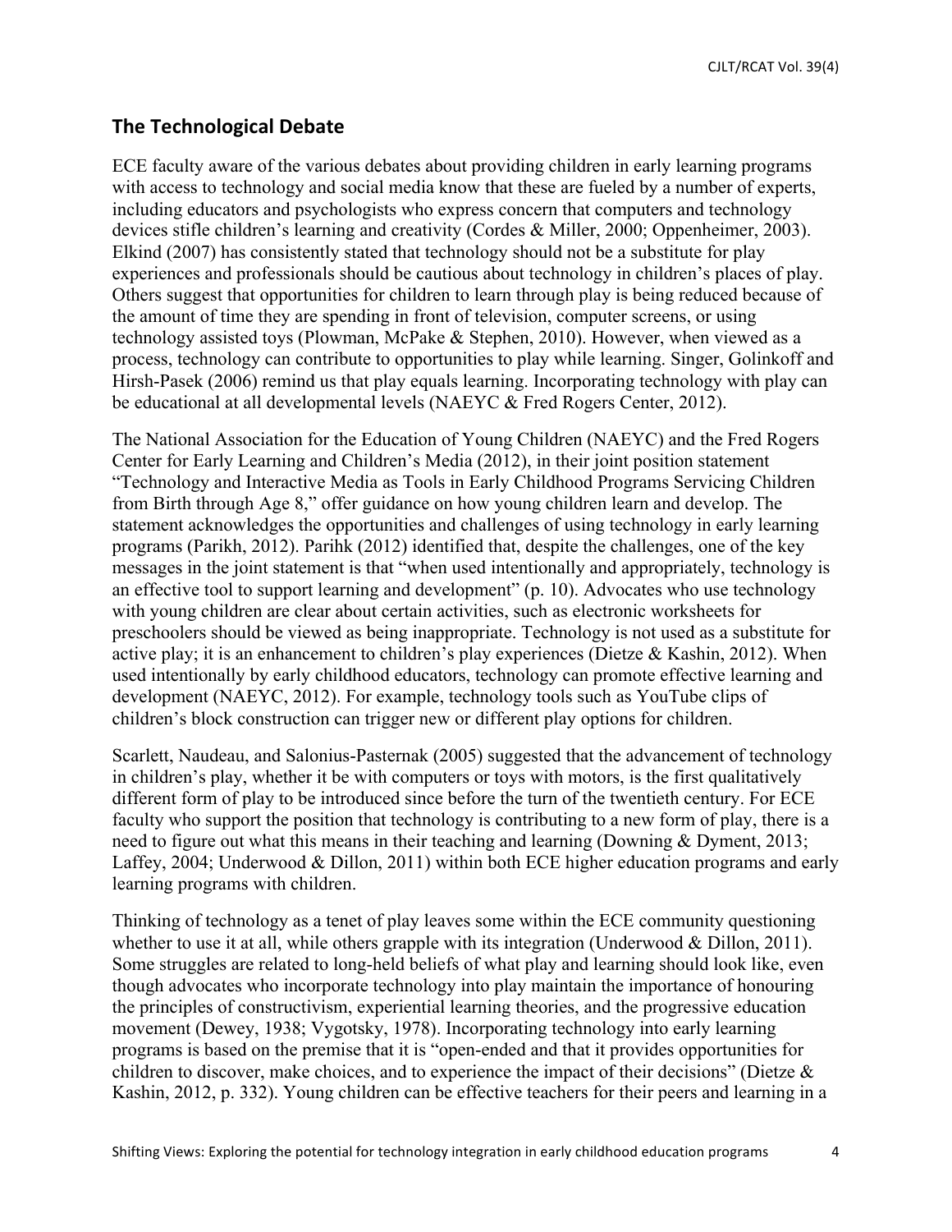## The Technological Debate

ECE faculty aware of the various debates about providing children in early learning programs with access to technology and social media know that these are fueled by a number of experts, including educators and psychologists who express concern that computers and technology devices stifle children's learning and creativity (Cordes & Miller, 2000; Oppenheimer, 2003). Elkind (2007) has consistently stated that technology should not be a substitute for play experiences and professionals should be cautious about technology in children's places of play. Others suggest that opportunities for children to learn through play is being reduced because of the amount of time they are spending in front of television, computer screens, or using technology assisted toys (Plowman, McPake & Stephen, 2010). However, when viewed as a process, technology can contribute to opportunities to play while learning. Singer, Golinkoff and Hirsh-Pasek (2006) remind us that play equals learning. Incorporating technology with play can be educational at all developmental levels (NAEYC & Fred Rogers Center, 2012).

The National Association for the Education of Young Children (NAEYC) and the Fred Rogers Center for Early Learning and Children's Media (2012), in their joint position statement "Technology and Interactive Media as Tools in Early Childhood Programs Servicing Children from Birth through Age 8," offer guidance on how young children learn and develop. The statement acknowledges the opportunities and challenges of using technology in early learning programs (Parikh, 2012). Parihk (2012) identified that, despite the challenges, one of the key messages in the joint statement is that "when used intentionally and appropriately, technology is an effective tool to support learning and development" (p. 10). Advocates who use technology with young children are clear about certain activities, such as electronic worksheets for preschoolers should be viewed as being inappropriate. Technology is not used as a substitute for active play; it is an enhancement to children's play experiences (Dietze & Kashin, 2012). When used intentionally by early childhood educators, technology can promote effective learning and development (NAEYC, 2012). For example, technology tools such as YouTube clips of children's block construction can trigger new or different play options for children.

Scarlett, Naudeau, and Salonius-Pasternak (2005) suggested that the advancement of technology in children's play, whether it be with computers or toys with motors, is the first qualitatively different form of play to be introduced since before the turn of the twentieth century. For ECE faculty who support the position that technology is contributing to a new form of play, there is a need to figure out what this means in their teaching and learning (Downing & Dyment, 2013; Laffey, 2004; Underwood & Dillon, 2011) within both ECE higher education programs and early learning programs with children.

Thinking of technology as a tenet of play leaves some within the ECE community questioning whether to use it at all, while others grapple with its integration (Underwood & Dillon, 2011). Some struggles are related to long-held beliefs of what play and learning should look like, even though advocates who incorporate technology into play maintain the importance of honouring the principles of constructivism, experiential learning theories, and the progressive education movement (Dewey, 1938; Vygotsky, 1978). Incorporating technology into early learning programs is based on the premise that it is "open-ended and that it provides opportunities for children to discover, make choices, and to experience the impact of their decisions" (Dietze & Kashin, 2012, p. 332). Young children can be effective teachers for their peers and learning in a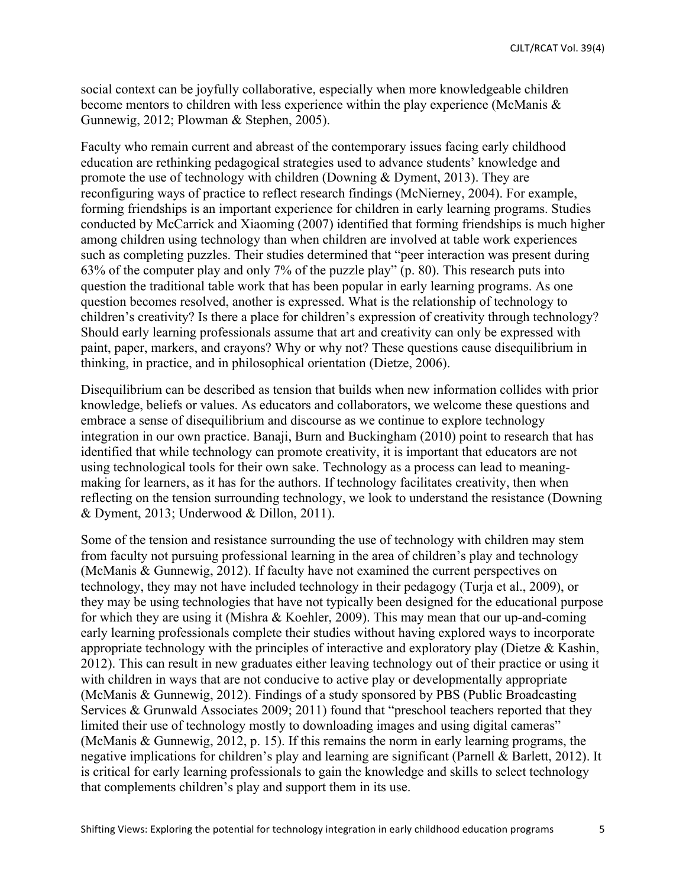social context can be joyfully collaborative, especially when more knowledgeable children become mentors to children with less experience within the play experience (McManis & Gunnewig, 2012; Plowman & Stephen, 2005).

Faculty who remain current and abreast of the contemporary issues facing early childhood education are rethinking pedagogical strategies used to advance students' knowledge and promote the use of technology with children (Downing & Dyment, 2013). They are reconfiguring ways of practice to reflect research findings (McNierney, 2004). For example, forming friendships is an important experience for children in early learning programs. Studies conducted by McCarrick and Xiaoming (2007) identified that forming friendships is much higher among children using technology than when children are involved at table work experiences such as completing puzzles. Their studies determined that "peer interaction was present during 63% of the computer play and only 7% of the puzzle play" (p. 80). This research puts into question the traditional table work that has been popular in early learning programs. As one question becomes resolved, another is expressed. What is the relationship of technology to children's creativity? Is there a place for children's expression of creativity through technology? Should early learning professionals assume that art and creativity can only be expressed with paint, paper, markers, and crayons? Why or why not? These questions cause disequilibrium in thinking, in practice, and in philosophical orientation (Dietze, 2006).

Disequilibrium can be described as tension that builds when new information collides with prior knowledge, beliefs or values. As educators and collaborators, we welcome these questions and embrace a sense of disequilibrium and discourse as we continue to explore technology integration in our own practice. Banaji, Burn and Buckingham (2010) point to research that has identified that while technology can promote creativity, it is important that educators are not using technological tools for their own sake. Technology as a process can lead to meaning-making for learners, as it has for the authors. If technology facilitates creativity, then when reflecting on the tension surrounding technology, we look to understand the resistance (Downing & Dyment, 2013; Underwood & Dillon, 2011).

Some of the tension and resistance surrounding the use of technology with children may stem from faculty not pursuing professional learning in the area of children's play and technology (McManis & Gunnewig, 2012). If faculty have not examined the current perspectives on technology, they may not have included technology in their pedagogy (Turja et al., 2009), or they may be using technologies that have not typically been designed for the educational purpose for which they are using it (Mishra & Koehler, 2009). This may mean that our up-and-coming early learning professionals complete their studies without having explored ways to incorporate appropriate technology with the principles of interactive and exploratory play (Dietze & Kashin, 2012). This can result in new graduates either leaving technology out of their practice or using it with children in ways that are not conducive to active play or developmentally appropriate (McManis & Gunnewig, 2012). Findings of a study sponsored by PBS (Public Broadcasting Services & Grunwald Associates 2009; 2011) found that "preschool teachers reported that they limited their use of technology mostly to downloading images and using digital cameras" (McManis & Gunnewig, 2012, p. 15). If this remains the norm in early learning programs, the negative implications for children's play and learning are significant (Parnell & Barlett, 2012). It is critical for early learning professionals to gain the knowledge and skills to select technology that complements children's play and support them in its use.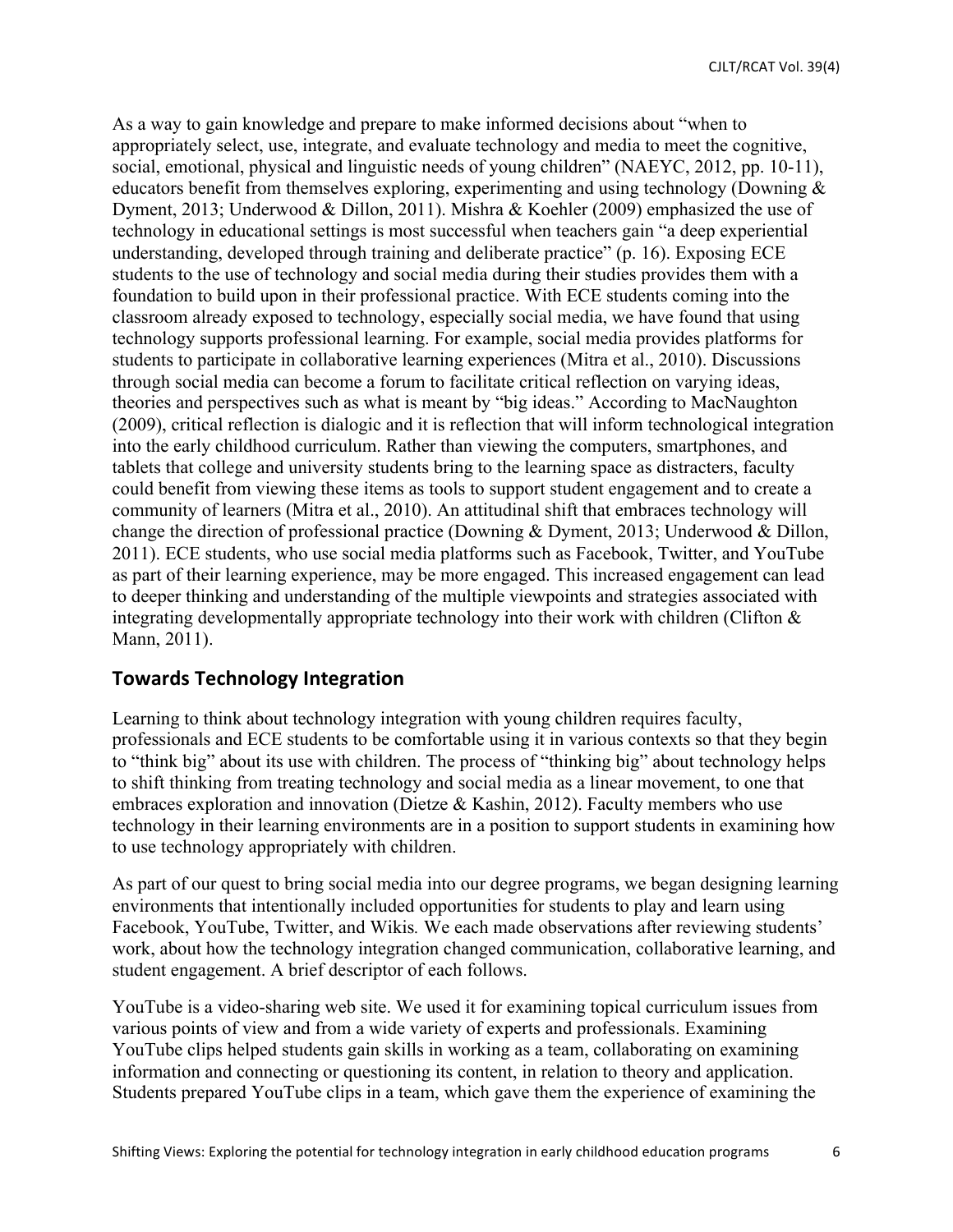As a way to gain knowledge and prepare to make informed decisions about "when to appropriately select, use, integrate, and evaluate technology and media to meet the cognitive, social, emotional, physical and linguistic needs of young children" (NAEYC, 2012, pp. 10-11), educators benefit from themselves exploring, experimenting and using technology (Downing & Dyment, 2013; Underwood & Dillon, 2011). Mishra & Koehler (2009) emphasized the use of technology in educational settings is most successful when teachers gain "a deep experiential understanding, developed through training and deliberate practice" (p. 16). Exposing ECE students to the use of technology and social media during their studies provides them with a foundation to build upon in their professional practice. With ECE students coming into the classroom already exposed to technology, especially social media, we have found that using technology supports professional learning. For example, social media provides platforms for students to participate in collaborative learning experiences (Mitra et al., 2010). Discussions through social media can become a forum to facilitate critical reflection on varying ideas, theories and perspectives such as what is meant by "big ideas." According to MacNaughton (2009), critical reflection is dialogic and it is reflection that will inform technological integration into the early childhood curriculum. Rather than viewing the computers, smartphones, and tablets that college and university students bring to the learning space as distracters, faculty could benefit from viewing these items as tools to support student engagement and to create a community of learners (Mitra et al., 2010). An attitudinal shift that embraces technology will change the direction of professional practice (Downing & Dyment, 2013; Underwood & Dillon, 2011). ECE students, who use social media platforms such as Facebook, Twitter, and YouTube as part of their learning experience, may be more engaged. This increased engagement can lead to deeper thinking and understanding of the multiple viewpoints and strategies associated with integrating developmentally appropriate technology into their work with children (Clifton & Mann, 2011).

## Towards Technology Integration

Learning to think about technology integration with young children requires faculty, professionals and ECE students to be comfortable using it in various contexts so that they begin to "think big" about its use with children. The process of "thinking big" about technology helps to shift thinking from treating technology and social media as a linear movement, to one that embraces exploration and innovation (Dietze & Kashin, 2012). Faculty members who use technology in their learning environments are in a position to support students in examining how to use technology appropriately with children.

As part of our quest to bring social media into our degree programs, we began designing learning environments that intentionally included opportunities for students to play and learn using Facebook, YouTube, Twitter, and Wikis. We each made observations after reviewing students' work, about how the technology integration changed communication, collaborative learning, and student engagement. A brief descriptor of each follows.

YouTube is a video-sharing web site. We used it for examining topical curriculum issues from various points of view and from a wide variety of experts and professionals. Examining YouTube clips helped students gain skills in working as a team, collaborating on examining information and connecting or questioning its content, in relation to theory and application. Students prepared YouTube clips in a team, which gave them the experience of examining the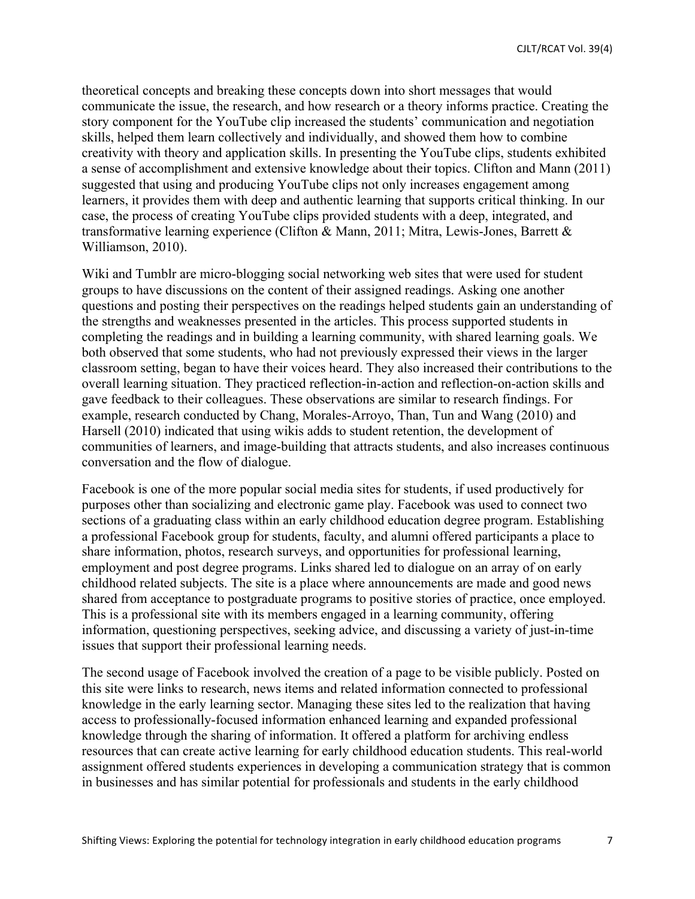theoretical concepts and breaking these concepts down into short messages that would communicate the issue, the research, and how research or a theory informs practice. Creating the story component for the YouTube clip increased the students' communication and negotiation skills, helped them learn collectively and individually, and showed them how to combine creativity with theory and application skills. In presenting the YouTube clips, students exhibited a sense of accomplishment and extensive knowledge about their topics. Clifton and Mann (2011) suggested that using and producing YouTube clips not only increases engagement among learners, it provides them with deep and authentic learning that supports critical thinking. In our case, the process of creating YouTube clips provided students with a deep, integrated, and transformative learning experience (Clifton & Mann, 2011; Mitra, Lewis-Jones, Barrett & Williamson, 2010).

Wiki and Tumblr are micro-blogging social networking web sites that were used for student groups to have discussions on the content of their assigned readings. Asking one another questions and posting their perspectives on the readings helped students gain an understanding of the strengths and weaknesses presented in the articles. This process supported students in completing the readings and in building a learning community, with shared learning goals. We both observed that some students, who had not previously expressed their views in the larger classroom setting, began to have their voices heard. They also increased their contributions to the overall learning situation. They practiced reflection-in-action and reflection-on-action skills and gave feedback to their colleagues. These observations are similar to research findings. For example, research conducted by Chang, Morales-Arroyo, Than, Tun and Wang (2010) and Harsell (2010) indicated that using wikis adds to student retention, the development of communities of learners, and image-building that attracts students, and also increases continuous conversation and the flow of dialogue.

Facebook is one of the more popular social media sites for students, if used productively for purposes other than socializing and electronic game play. Facebook was used to connect two sections of a graduating class within an early childhood education degree program. Establishing a professional Facebook group for students, faculty, and alumni offered participants a place to share information, photos, research surveys, and opportunities for professional learning, employment and post degree programs. Links shared led to dialogue on an array of on early childhood related subjects. The site is a place where announcements are made and good news shared from acceptance to postgraduate programs to positive stories of practice, once employed. This is a professional site with its members engaged in a learning community, offering information, questioning perspectives, seeking advice, and discussing a variety of just-in-time issues that support their professional learning needs.

The second usage of Facebook involved the creation of a page to be visible publicly. Posted on this site were links to research, news items and related information connected to professional knowledge in the early learning sector. Managing these sites led to the realization that having access to professionally-focused information enhanced learning and expanded professional knowledge through the sharing of information. It offered a platform for archiving endless resources that can create active learning for early childhood education students. This real-world assignment offered students experiences in developing a communication strategy that is common in businesses and has similar potential for professionals and students in the early childhood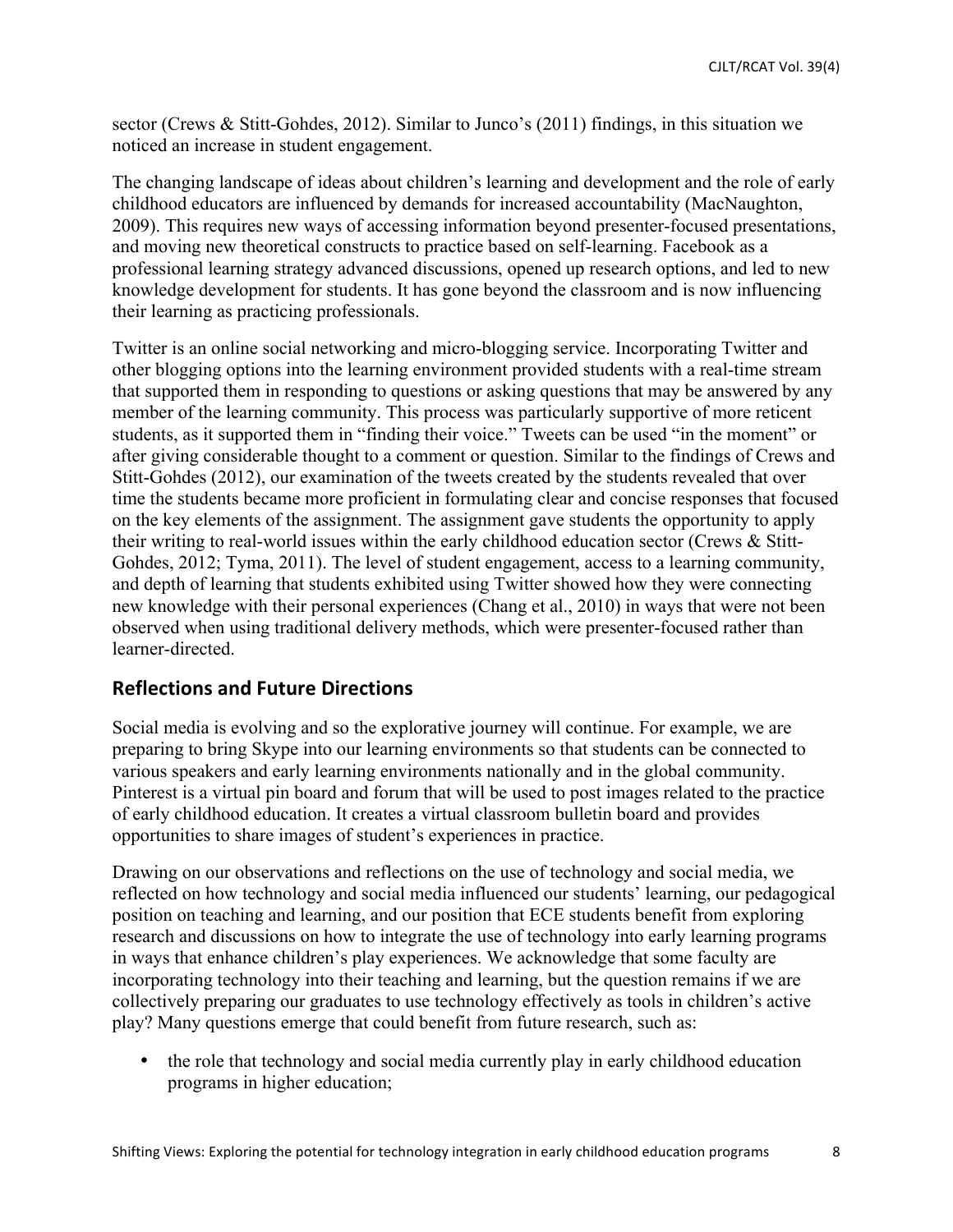sector (Crews & Stitt-Gohdes, 2012). Similar to Junco's (2011) findings, in this situation we noticed an increase in student engagement.

The changing landscape of ideas about children's learning and development and the role of early childhood educators are influenced by demands for increased accountability (MacNaughton, 2009). This requires new ways of accessing information beyond presenter-focused presentations, and moving new theoretical constructs to practice based on self-learning. Facebook as a professional learning strategy advanced discussions, opened up research options, and led to new knowledge development for students. It has gone beyond the classroom and is now influencing their learning as practicing professionals.

Twitter is an online social networking and micro-blogging service. Incorporating Twitter and other blogging options into the learning environment provided students with a real-time stream that supported them in responding to questions or asking questions that may be answered by any member of the learning community. This process was particularly supportive of more reticent students, as it supported them in "finding their voice." Tweets can be used "in the moment" or after giving considerable thought to a comment or question. Similar to the findings of Crews and Stitt-Gohdes (2012), our examination of the tweets created by the students revealed that over time the students became more proficient in formulating clear and concise responses that focused on the key elements of the assignment. The assignment gave students the opportunity to apply their writing to real-world issues within the early childhood education sector (Crews & Stitt-Gohdes, 2012; Tyma, 2011). The level of student engagement, access to a learning community, and depth of learning that students exhibited using Twitter showed how they were connecting new knowledge with their personal experiences (Chang et al., 2010) in ways that were not been observed when using traditional delivery methods, which were presenter-focused rather than learner-directed.

## Reflections and Future Directions

Social media is evolving and so the explorative journey will continue. For example, we are preparing to bring Skype into our learning environments so that students can be connected to various speakers and early learning environments nationally and in the global community. Pinterest is a virtual pin board and forum that will be used to post images related to the practice of early childhood education. It creates a virtual classroom bulletin board and provides opportunities to share images of student's experiences in practice.

Drawing on our observations and reflections on the use of technology and social media, we reflected on how technology and social media influenced our students' learning, our pedagogical position on teaching and learning, and our position that ECE students benefit from exploring research and discussions on how to integrate the use of technology into early learning programs in ways that enhance children's play experiences. We acknowledge that some faculty are incorporating technology into their teaching and learning, but the question remains if we are collectively preparing our graduates to use technology effectively as tools in children's active play? Many questions emerge that could benefit from future research, such as:

- the role that technology and social media currently play in early childhood education programs in higher education;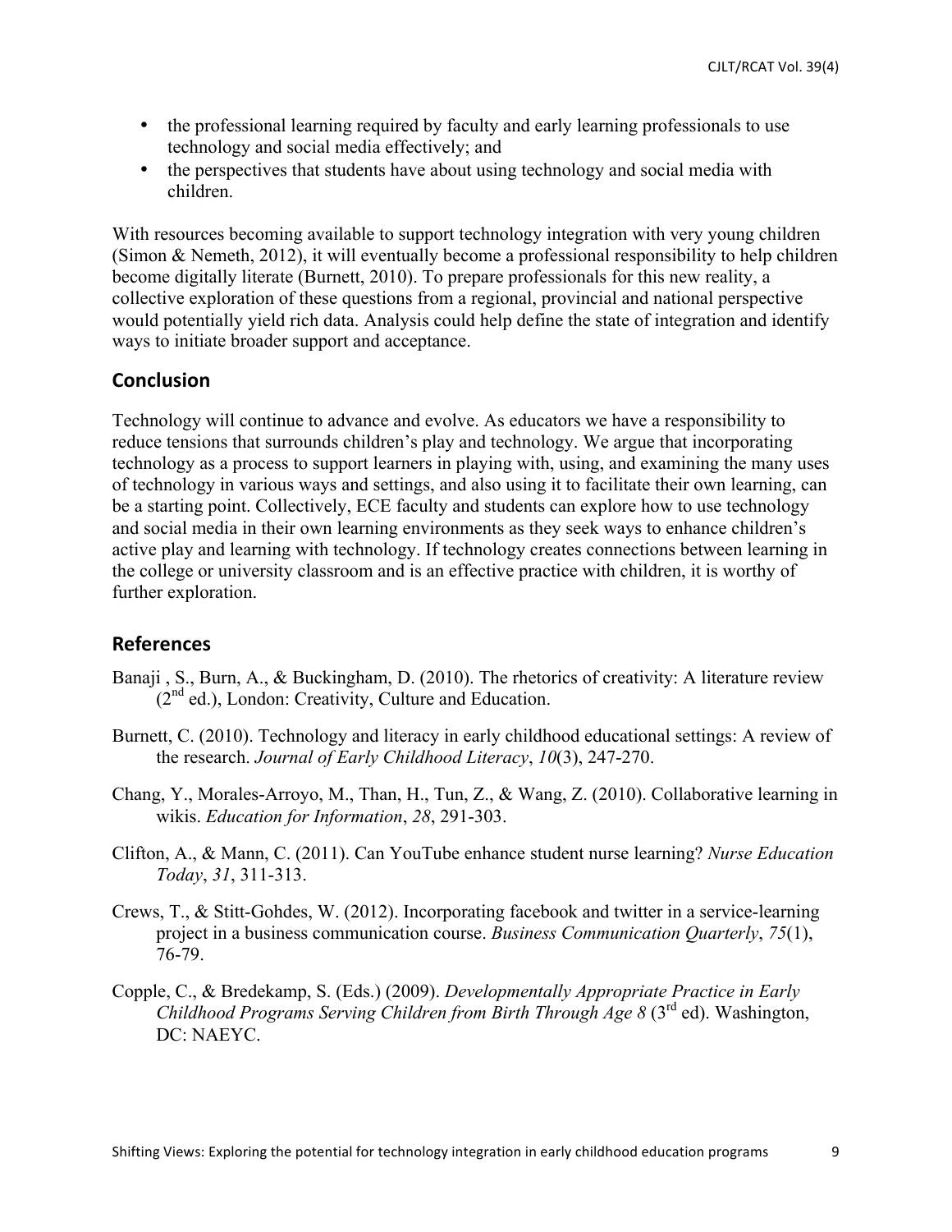- the professional learning required by faculty and early learning professionals to use technology and social media effectively; and
- the perspectives that students have about using technology and social media with children.

With resources becoming available to support technology integration with very young children (Simon & Nemeth, 2012), it will eventually become a professional responsibility to help children become digitally literate (Burnett, 2010). To prepare professionals for this new reality, a collective exploration of these questions from a regional, provincial and national perspective would potentially yield rich data. Analysis could help define the state of integration and identify ways to initiate broader support and acceptance.

## Conclusion

Technology will continue to advance and evolve. As educators we have a responsibility to reduce tensions that surrounds children's play and technology. We argue that incorporating technology as a process to support learners in playing with, using, and examining the many uses of technology in various ways and settings, and also using it to facilitate their own learning, can be a starting point. Collectively, ECE faculty and students can explore how to use technology and social media in their own learning environments as they seek ways to enhance children's active play and learning with technology. If technology creates connections between learning in the college or university classroom and is an effective practice with children, it is worthy of further exploration.

## References

Banaji , S., Burn, A., & Buckingham, D. (2010). The rhetorics of creativity: A literature review (2nd ed.), London: Creativity, Culture and Education.

Burnett, C. (2010). Technology and literacy in early childhood educational settings: A review of the research. *Journal of Early Childhood Literacy*, *10*(3), 247-270.

Chang, Y., Morales-Arroyo, M., Than, H., Tun, Z., & Wang, Z. (2010). Collaborative learning in wikis. *Education for Information*, *28*, 291-303.

Clifton, A., & Mann, C. (2011). Can YouTube enhance student nurse learning? *Nurse Education Today*, *31*, 311-313.

Crews, T., & Stitt-Gohdes, W. (2012). Incorporating facebook and twitter in a service-learning project in a business communication course. *Business Communication Quarterly*, *75*(1), 76-79.

Copple, C., & Bredekamp, S. (Eds.) (2009). *Developmentally Appropriate Practice in Early Childhood Programs Serving Children from Birth Through Age 8* (3rd ed). Washington, DC: NAEYC.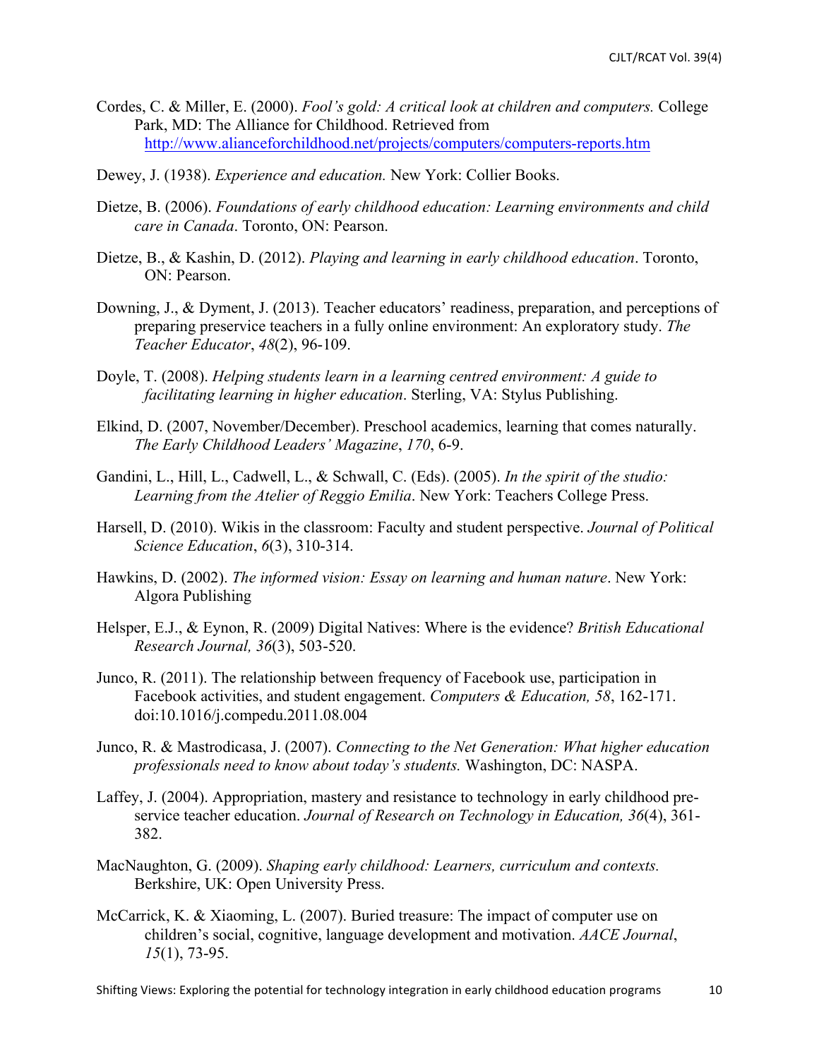Cordes, C. & Miller, E. (2000). *Fool's gold: A critical look at children and computers.* College Park, MD: The Alliance for Childhood. Retrieved from http://www.alianceforchildhood.net/projects/computers/computers-reports.htm

Dewey, J. (1938). *Experience and education.* New York: Collier Books.

Dietze, B. (2006). *Foundations of early childhood education: Learning environments and child care in Canada*. Toronto, ON: Pearson.

Dietze, B., & Kashin, D. (2012). *Playing and learning in early childhood education*. Toronto, ON: Pearson.

Downing, J., & Dyment, J. (2013). Teacher educators' readiness, preparation, and perceptions of preparing preservice teachers in a fully online environment: An exploratory study. *The Teacher Educator*, *48*(2), 96-109.

Doyle, T. (2008). *Helping students learn in a learning centred environment: A guide to facilitating learning in higher education*. Sterling, VA: Stylus Publishing.

Elkind, D. (2007, November/December). Preschool academics, learning that comes naturally. *The Early Childhood Leaders' Magazine*, *170*, 6-9.

Gandini, L., Hill, L., Cadwell, L., & Schwall, C. (Eds). (2005). *In the spirit of the studio: Learning from the Atelier of Reggio Emilia*. New York: Teachers College Press.

Harsell, D. (2010). Wikis in the classroom: Faculty and student perspective. *Journal of Political Science Education*, *6*(3), 310-314.

Hawkins, D. (2002). *The informed vision: Essay on learning and human nature*. New York: Algora Publishing

Helsper, E.J., & Eynon, R. (2009) Digital Natives: Where is the evidence? *British Educational Research Journal, 36*(3), 503-520.

Junco, R. (2011). The relationship between frequency of Facebook use, participation in Facebook activities, and student engagement. *Computers & Education, 58*, 162-171. doi:10.1016/j.compedu.2011.08.004

Junco, R. & Mastrodicasa, J. (2007). *Connecting to the Net Generation: What higher education professionals need to know about today's students.* Washington, DC: NASPA.

Laffey, J. (2004). Appropriation, mastery and resistance to technology in early childhood pre-service teacher education. *Journal of Research on Technology in Education, 36*(4), 361-382.

MacNaughton, G. (2009). *Shaping early childhood: Learners, curriculum and contexts.* Berkshire, UK: Open University Press.

McCarrick, K. & Xiaoming, L. (2007). Buried treasure: The impact of computer use on children's social, cognitive, language development and motivation. *AACE Journal*, *15*(1), 73-95.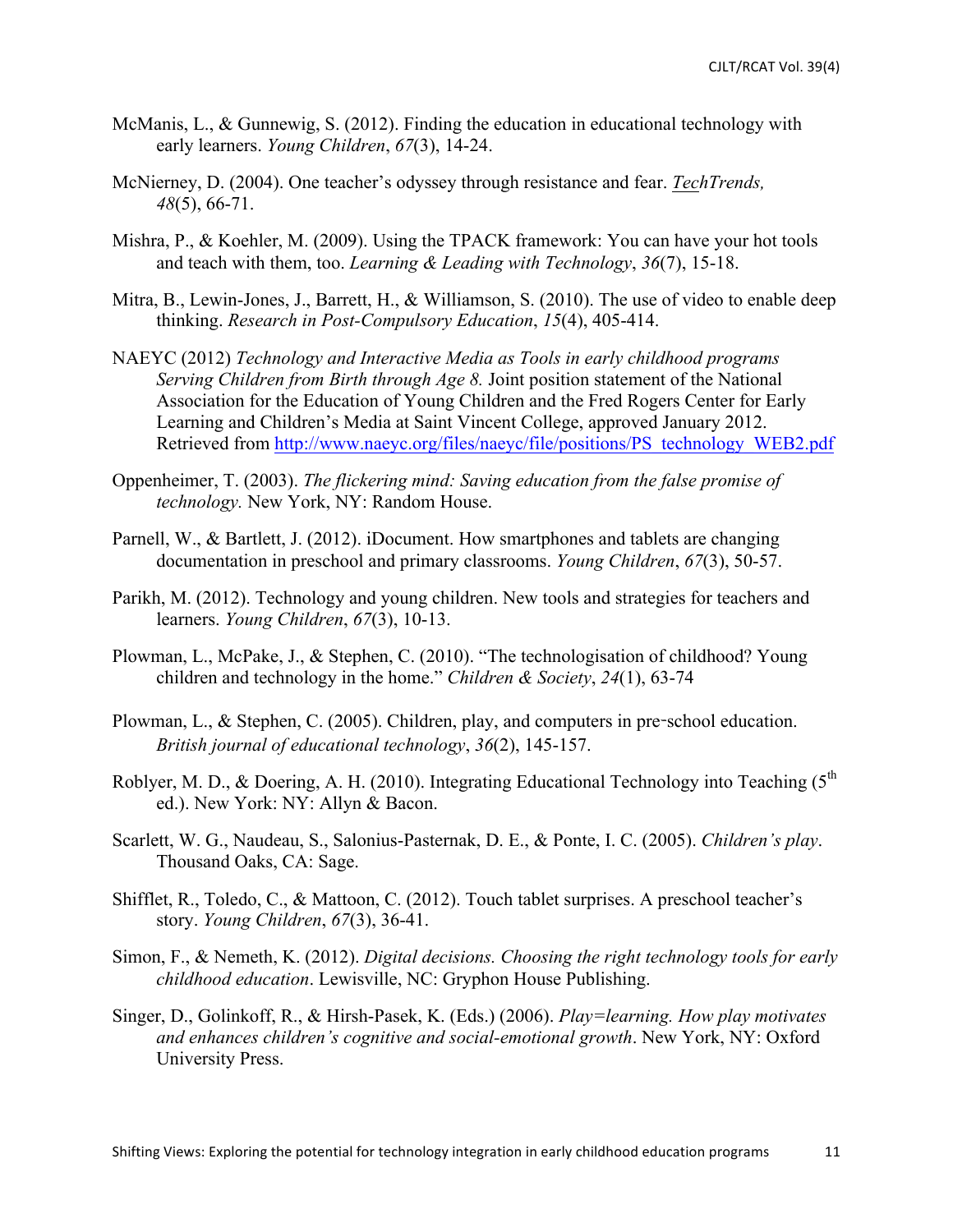McManis, L., & Gunnewig, S. (2012). Finding the education in educational technology with early learners. *Young Children*, *67*(3), 14-24.

McNierney, D. (2004). One teacher's odyssey through resistance and fear. *TechTrends, 48*(5), 66-71.

Mishra, P., & Koehler, M. (2009). Using the TPACK framework: You can have your hot tools and teach with them, too. *Learning & Leading with Technology*, *36*(7), 15-18.

Mitra, B., Lewin-Jones, J., Barrett, H., & Williamson, S. (2010). The use of video to enable deep thinking. *Research in Post-Compulsory Education*, *15*(4), 405-414.

NAEYC (2012) *Technology and Interactive Media as Tools in early childhood programs Serving Children from Birth through Age 8.* Joint position statement of the National Association for the Education of Young Children and the Fred Rogers Center for Early Learning and Children's Media at Saint Vincent College, approved January 2012. Retrieved from http://www.naeyc.org/files/naeyc/file/positions/PS_technology_WEB2.pdf

Oppenheimer, T. (2003). *The flickering mind: Saving education from the false promise of technology.* New York, NY: Random House.

Parnell, W., & Bartlett, J. (2012). iDocument. How smartphones and tablets are changing documentation in preschool and primary classrooms. *Young Children*, *67*(3), 50-57.

Parikh, M. (2012). Technology and young children. New tools and strategies for teachers and learners. *Young Children*, *67*(3), 10-13.

Plowman, L., McPake, J., & Stephen, C. (2010). "The technologisation of childhood? Young children and technology in the home." *Children & Society*, *24*(1), 63-74

Plowman, L., & Stephen, C. (2005). Children, play, and computers in pre‐school education. *British journal of educational technology*, *36*(2), 145-157.

Roblyer, M. D., & Doering, A. H. (2010). Integrating Educational Technology into Teaching (5th ed.). New York: NY: Allyn & Bacon.

Scarlett, W. G., Naudeau, S., Salonius-Pasternak, D. E., & Ponte, I. C. (2005). *Children's play*. Thousand Oaks, CA: Sage.

Shifflet, R., Toledo, C., & Mattoon, C. (2012). Touch tablet surprises. A preschool teacher's story. *Young Children*, *67*(3), 36-41.

Simon, F., & Nemeth, K. (2012). *Digital decisions. Choosing the right technology tools for early childhood education*. Lewisville, NC: Gryphon House Publishing.

Singer, D., Golinkoff, R., & Hirsh-Pasek, K. (Eds.) (2006). *Play=learning. How play motivates and enhances children's cognitive and social-emotional growth*. New York, NY: Oxford University Press.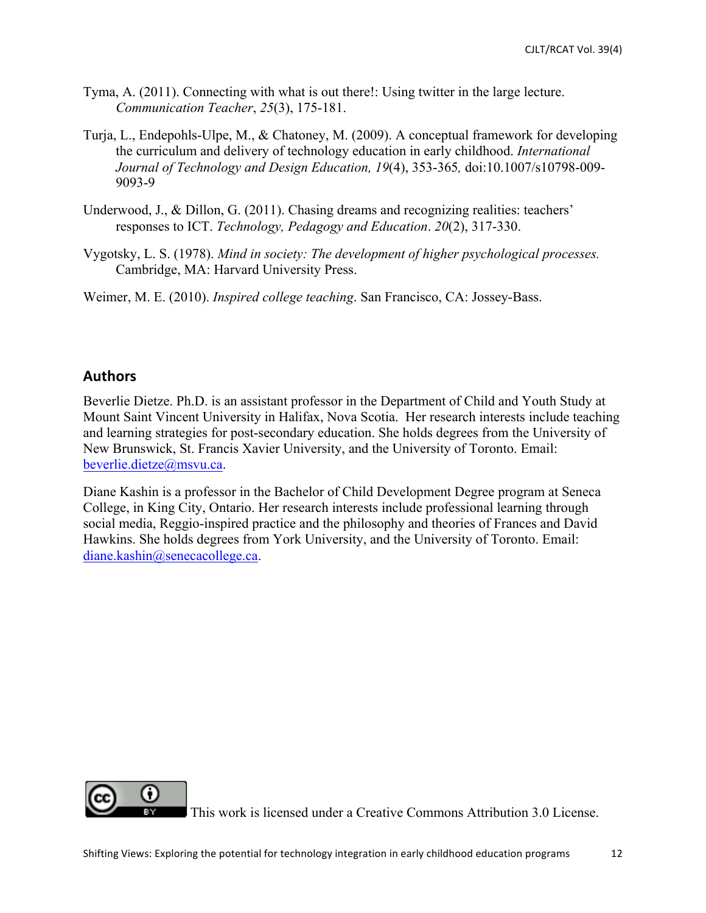Tyma, A. (2011). Connecting with what is out there!: Using twitter in the large lecture. *Communication Teacher*, *25*(3), 175-181.

Turja, L., Endepohls-Ulpe, M., & Chatoney, M. (2009). A conceptual framework for developing the curriculum and delivery of technology education in early childhood. *International Journal of Technology and Design Education, 19*(4), 353-365, doi:10.1007/s10798-009-9093-9

Underwood, J., & Dillon, G. (2011). Chasing dreams and recognizing realities: teachers' responses to ICT. *Technology, Pedagogy and Education*. *20*(2), 317-330.

Vygotsky, L. S. (1978). *Mind in society: The development of higher psychological processes.* Cambridge, MA: Harvard University Press.

Weimer, M. E. (2010). *Inspired college teaching*. San Francisco, CA: Jossey-Bass.

## Authors

Beverlie Dietze. Ph.D. is an assistant professor in the Department of Child and Youth Study at Mount Saint Vincent University in Halifax, Nova Scotia. Her research interests include teaching and learning strategies for post-secondary education. She holds degrees from the University of New Brunswick, St. Francis Xavier University, and the University of Toronto. Email: beverlie.dietze@msvu.ca.

Diane Kashin is a professor in the Bachelor of Child Development Degree program at Seneca College, in King City, Ontario. Her research interests include professional learning through social media, Reggio-inspired practice and the philosophy and theories of Frances and David Hawkins. She holds degrees from York University, and the University of Toronto. Email: diane.kashin@senecacollege.ca.

This work is licensed under a Creative Commons Attribution 3.0 License.